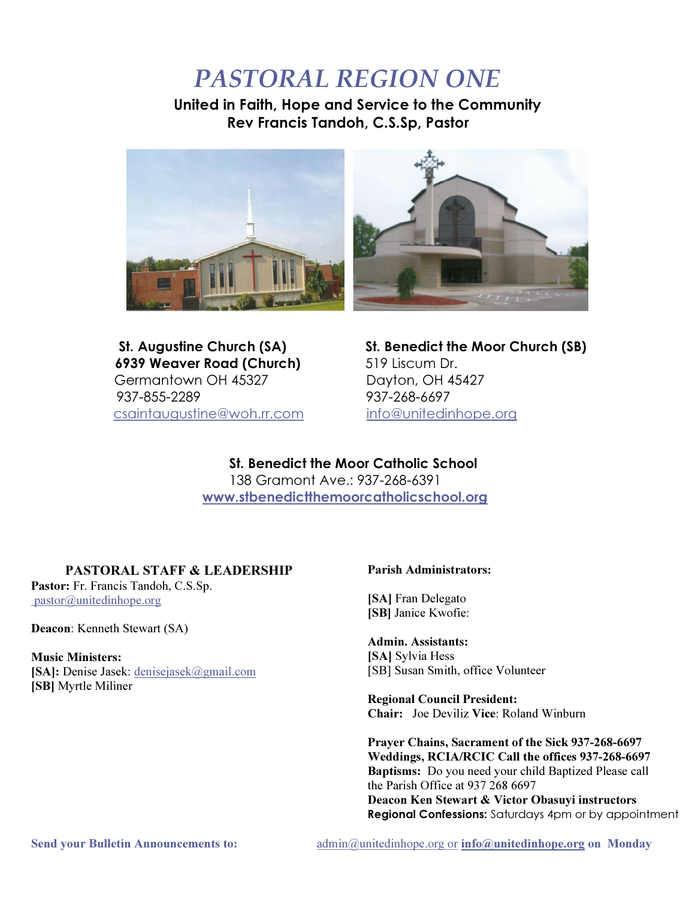# *PASTORAL REGION ONE*

**United in Faith, Hope and Service to the Community**
**Rev Francis Tandoh, C.S.Sp, Pastor**

**St. Augustine Church (SA)**
**6939 Weaver Road (Church)**
Germantown OH 45327
937-855-2289
csaintaugustine@woh.rr.com

**St. Benedict the Moor Church (SB)**
519 Liscum Dr.
Dayton, OH 45427
937-268-6697
info@unitedinhope.org

**St. Benedict the Moor Catholic School**
138 Gramont Ave.: 937-268-6391
**www.stbenedictthemoorcatholicschool.org**

## PASTORAL STAFF & LEADERSHIP

**Pastor:** Fr. Francis Tandoh, C.S.Sp.
pastor@unitedinhope.org

**Deacon**: Kenneth Stewart (SA)

**Music Ministers:**
**[SA]:** Denise Jasek: denisejasek@gmail.com
**[SB]** Myrtle Miliner

**Parish Administrators:**

**[SA]** Fran Delegato
**[SB]** Janice Kwofie:

**Admin. Assistants:**
**[SA]** Sylvia Hess
[SB] Susan Smith, office Volunteer

**Regional Council President:**
**Chair:** Joe Deviliz **Vice**: Roland Winburn

**Prayer Chains, Sacrament of the Sick 937-268-6697**
**Weddings, RCIA/RCIC Call the offices 937-268-6697**
**Baptisms:** Do you need your child Baptized Please call the Parish Office at 937 268 6697
**Deacon Ken Stewart & Victor Obasuyi instructors**
**Regional Confessions:** Saturdays 4pm or by appointment

**Send your Bulletin Announcements to:** admin@unitedinhope.org or **info@unitedinhope.org** on **Monday**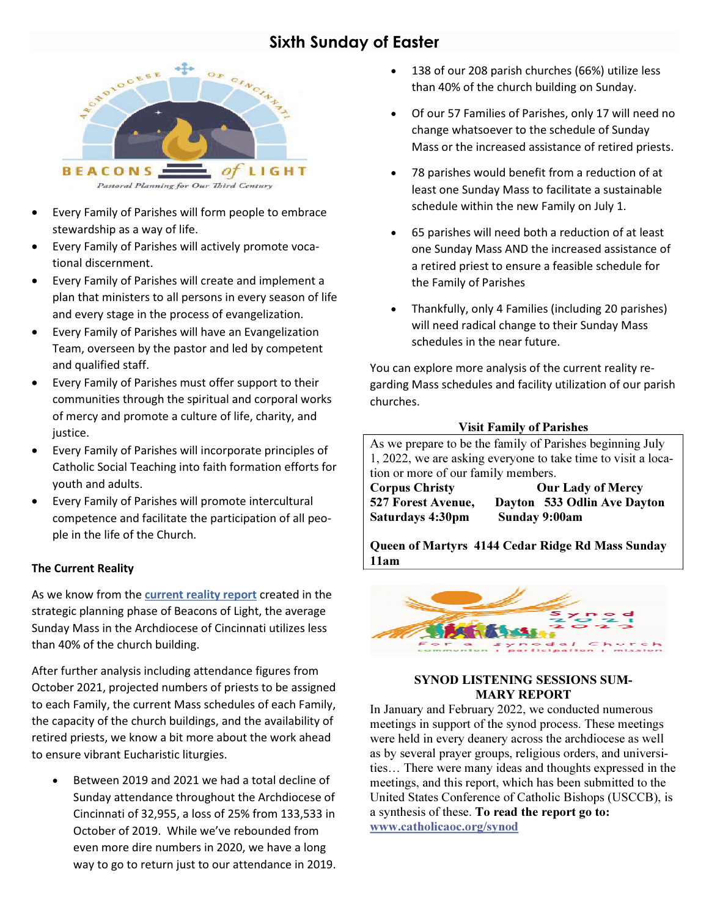# Sixth Sunday of Easter

- Every Family of Parishes will form people to embrace stewardship as a way of life.
- Every Family of Parishes will actively promote vocational discernment.
- Every Family of Parishes will create and implement a plan that ministers to all persons in every season of life and every stage in the process of evangelization.
- Every Family of Parishes will have an Evangelization Team, overseen by the pastor and led by competent and qualified staff.
- Every Family of Parishes must offer support to their communities through the spiritual and corporal works of mercy and promote a culture of life, charity, and justice.
- Every Family of Parishes will incorporate principles of Catholic Social Teaching into faith formation efforts for youth and adults.
- Every Family of Parishes will promote intercultural competence and facilitate the participation of all people in the life of the Church.

**The Current Reality**

As we know from the current reality report created in the strategic planning phase of Beacons of Light, the average Sunday Mass in the Archdiocese of Cincinnati utilizes less than 40% of the church building.

After further analysis including attendance figures from October 2021, projected numbers of priests to be assigned to each Family, the current Mass schedules of each Family, the capacity of the church buildings, and the availability of retired priests, we know a bit more about the work ahead to ensure vibrant Eucharistic liturgies.

- Between 2019 and 2021 we had a total decline of Sunday attendance throughout the Archdiocese of Cincinnati of 32,955, a loss of 25% from 133,533 in October of 2019. While we've rebounded from even more dire numbers in 2020, we have a long way to go to return just to our attendance in 2019.
- 138 of our 208 parish churches (66%) utilize less than 40% of the church building on Sunday.
- Of our 57 Families of Parishes, only 17 will need no change whatsoever to the schedule of Sunday Mass or the increased assistance of retired priests.
- 78 parishes would benefit from a reduction of at least one Sunday Mass to facilitate a sustainable schedule within the new Family on July 1.
- 65 parishes will need both a reduction of at least one Sunday Mass AND the increased assistance of a retired priest to ensure a feasible schedule for the Family of Parishes
- Thankfully, only 4 Families (including 20 parishes) will need radical change to their Sunday Mass schedules in the near future.

You can explore more analysis of the current reality regarding Mass schedules and facility utilization of our parish churches.

**Visit Family of Parishes**

As we prepare to be the family of Parishes beginning July 1, 2022, we are asking everyone to take time to visit a location or more of our family members.

**Corpus Christy**
**527 Forest Avenue, Dayton**
**Saturdays 4:30pm**

**Our Lady of Mercy**
**533 Odlin Ave Dayton**
**Sunday 9:00am**

**Queen of Martyrs 4144 Cedar Ridge Rd Mass Sunday 11am**

**SYNOD LISTENING SESSIONS SUMMARY REPORT**

In January and February 2022, we conducted numerous meetings in support of the synod process. These meetings were held in every deanery across the archdiocese as well as by several prayer groups, religious orders, and universities… There were many ideas and thoughts expressed in the meetings, and this report, which has been submitted to the United States Conference of Catholic Bishops (USCCB), is a synthesis of these. **To read the report go to:** www.catholicaoc.org/synod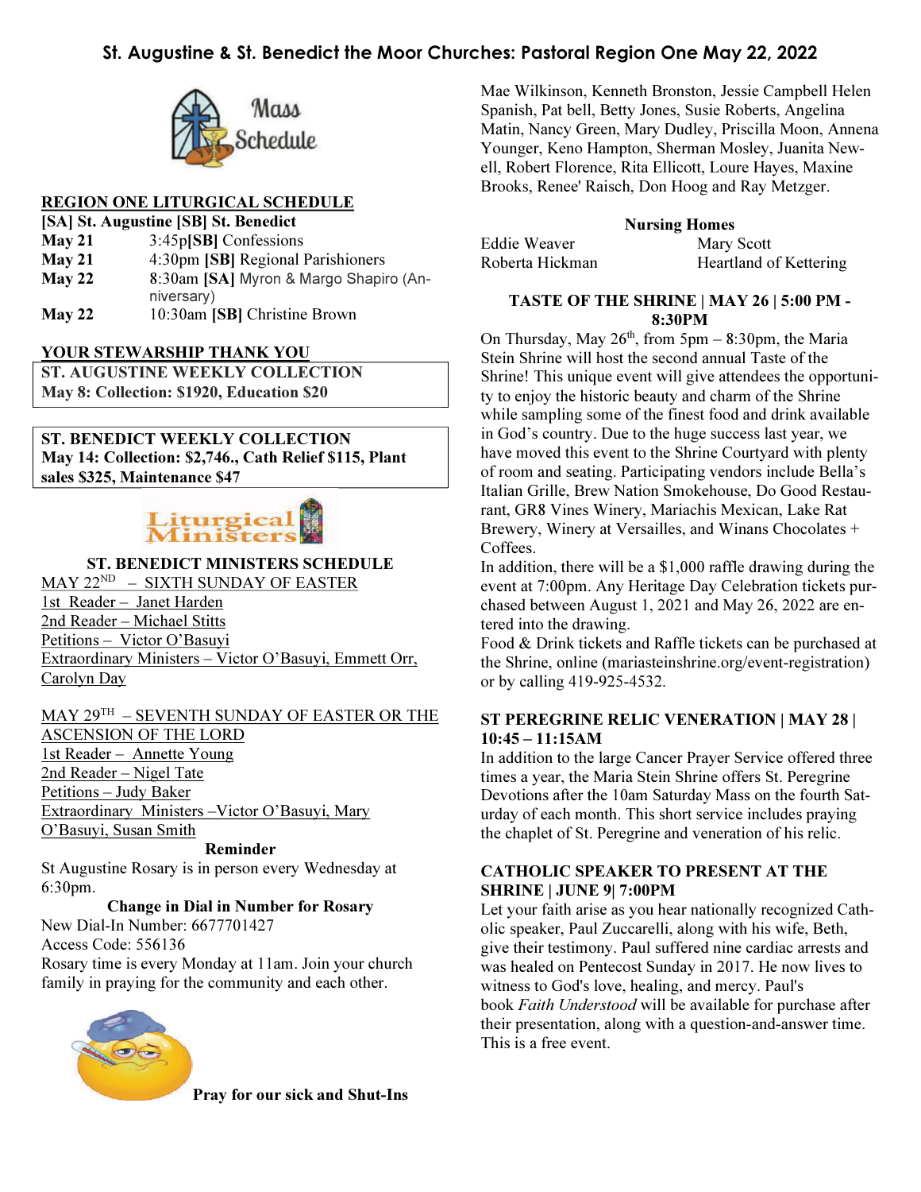# St. Augustine & St. Benedict the Moor Churches: Pastoral Region One May 22, 2022

Mass Schedule

**REGION ONE LITURGICAL SCHEDULE**

**[SA] St. Augustine [SB] St. Benedict**

| | |
|---|---|
| **May 21** | 3:45p**[SB]** Confessions |
| **May 21** | 4:30pm **[SB]** Regional Parishioners |
| **May 22** | 8:30am **[SA]** Myron & Margo Shapiro (Anniversary) |
| **May 22** | 10:30am **[SB]** Christine Brown |

**YOUR STEWARDSHIP THANK YOU**

**ST. AUGUSTINE WEEKLY COLLECTION**
**May 8: Collection: $1920, Education $20**

**ST. BENEDICT WEEKLY COLLECTION**
**May 14: Collection: $2,746., Cath Relief $115, Plant sales $325, Maintenance $47**

Liturgical Ministers

**ST. BENEDICT MINISTERS SCHEDULE**

MAY 22ND – SIXTH SUNDAY OF EASTER
1st Reader – Janet Harden
2nd Reader – Michael Stitts
Petitions – Victor O'Basuyi
Extraordinary Ministers – Victor O'Basuyi, Emmett Orr, Carolyn Day

MAY 29TH – SEVENTH SUNDAY OF EASTER OR THE ASCENSION OF THE LORD
1st Reader – Annette Young
2nd Reader – Nigel Tate
Petitions – Judy Baker
Extraordinary Ministers –Victor O'Basuyi, Mary O'Basuyi, Susan Smith

**Reminder**

St Augustine Rosary is in person every Wednesday at 6:30pm.

**Change in Dial in Number for Rosary**

New Dial-In Number: 6677701427
Access Code: 556136
Rosary time is every Monday at 11am. Join your church family in praying for the community and each other.

**Pray for our sick and Shut-Ins**

Mae Wilkinson, Kenneth Bronston, Jessie Campbell Helen Spanish, Pat bell, Betty Jones, Susie Roberts, Angelina Matin, Nancy Green, Mary Dudley, Priscilla Moon, Annena Younger, Keno Hampton, Sherman Mosley, Juanita Newell, Robert Florence, Rita Ellicott, Loure Hayes, Maxine Brooks, Renee' Raisch, Don Hoog and Ray Metzger.

**Nursing Homes**

| | |
|---|---|
| Eddie Weaver | Mary Scott |
| Roberta Hickman | Heartland of Kettering |

**TASTE OF THE SHRINE | MAY 26 | 5:00 PM - 8:30PM**

On Thursday, May 26th, from 5pm – 8:30pm, the Maria Stein Shrine will host the second annual Taste of the Shrine! This unique event will give attendees the opportunity to enjoy the historic beauty and charm of the Shrine while sampling some of the finest food and drink available in God's country. Due to the huge success last year, we have moved this event to the Shrine Courtyard with plenty of room and seating. Participating vendors include Bella's Italian Grille, Brew Nation Smokehouse, Do Good Restaurant, GR8 Vines Winery, Mariachis Mexican, Lake Rat Brewery, Winery at Versailles, and Winans Chocolates + Coffees.
In addition, there will be a $1,000 raffle drawing during the event at 7:00pm. Any Heritage Day Celebration tickets purchased between August 1, 2021 and May 26, 2022 are entered into the drawing.
Food & Drink tickets and Raffle tickets can be purchased at the Shrine, online (mariasteinshrine.org/event-registration) or by calling 419-925-4532.

**ST PEREGRINE RELIC VENERATION | MAY 28 | 10:45 – 11:15AM**

In addition to the large Cancer Prayer Service offered three times a year, the Maria Stein Shrine offers St. Peregrine Devotions after the 10am Saturday Mass on the fourth Saturday of each month. This short service includes praying the chaplet of St. Peregrine and veneration of his relic.

**CATHOLIC SPEAKER TO PRESENT AT THE SHRINE | JUNE 9| 7:00PM**

Let your faith arise as you hear nationally recognized Catholic speaker, Paul Zuccarelli, along with his wife, Beth, give their testimony. Paul suffered nine cardiac arrests and was healed on Pentecost Sunday in 2017. He now lives to witness to God's love, healing, and mercy. Paul's book *Faith Understood* will be available for purchase after their presentation, along with a question-and-answer time. This is a free event.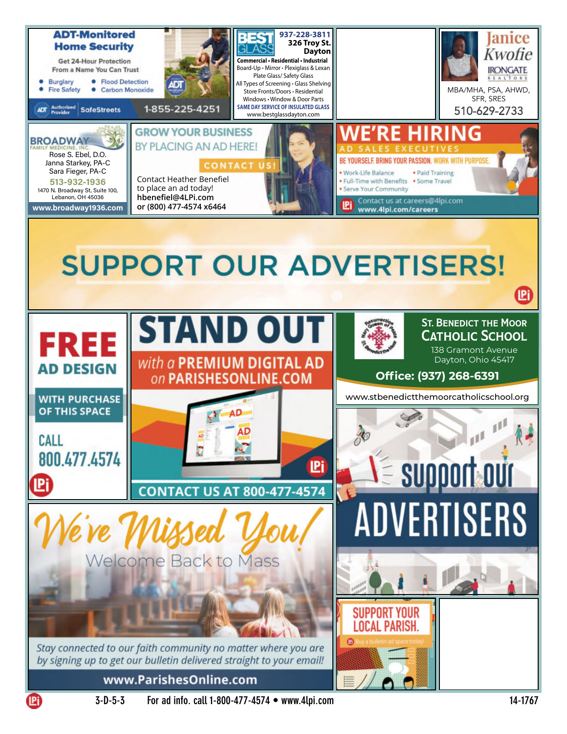**ADT-Monitored Home Security**

Get 24-Hour Protection From a Name You Can Trust

- Burglary
- Fire Safety
- Flood Detection
- Carbon Monoxide

ADT Authorized Provider | SafeStreets | 1-855-225-4251

**BEST GLASS**

937-228-3811
326 Troy St.
Dayton

**Commercial • Residential • Industrial**
Board-Up • Mirror • Plexiglass & Lexan
Plate Glass/ Safety Glass
All Types of Screening • Glass Shelving
Store Fronts/Doors • Residential
Windows • Window & Door Parts
SAME DAY SERVICE OF INSULATED GLASS
www.bestglassdayton.com

**Janice Kwofie**

IRONGATE REALTORS

MBA/MHA, PSA, AHWD, SFR, SRES

510-629-2733

**BROADWAY FAMILY MEDICINE, INC.**

Rose S. Ebel, D.O.
Janna Starkey, PA-C
Sara Fieger, PA-C
513-932-1936
1470 N. Broadway St, Suite 100,
Lebanon, OH 45036
www.broadway1936.com

**GROW YOUR BUSINESS BY PLACING AN AD HERE!**

CONTACT US!

Contact Heather Benefiel to place an ad today!
hbenefiel@4LPi.com
or (800) 477-4574 x6464

**WE'RE HIRING**

AD SALES EXECUTIVES

BE YOURSELF. BRING YOUR PASSION. WORK WITH PURPOSE.

- Work-Life Balance
- Full-Time with Benefits
- Serve Your Community
- Paid Training
- Some Travel

Contact us at careers@4lpi.com
www.4lpi.com/careers

# SUPPORT OUR ADVERTISERS!

**FREE AD DESIGN**

WITH PURCHASE OF THIS SPACE

CALL 800.477.4574

**STAND OUT**

with a PREMIUM DIGITAL AD on PARISHESONLINE.COM

CONTACT US AT 800-477-4574

**ST. BENEDICT THE MOOR CATHOLIC SCHOOL**

138 Gramont Avenue
Dayton, Ohio 45417

Office: (937) 268-6391

www.stbenedictthemoorcatholicschool.org

**support our ADVERTISERS**

***We've Missed You!***

Welcome Back to Mass

*Stay connected to our faith community no matter where you are by signing up to get our bulletin delivered straight to your email!*

www.ParishesOnline.com

**SUPPORT YOUR LOCAL PARISH.**

Buy a bulletin ad space today!

3-D-5-3 For ad info. call 1-800-477-4574 • www.4lpi.com 14-1767